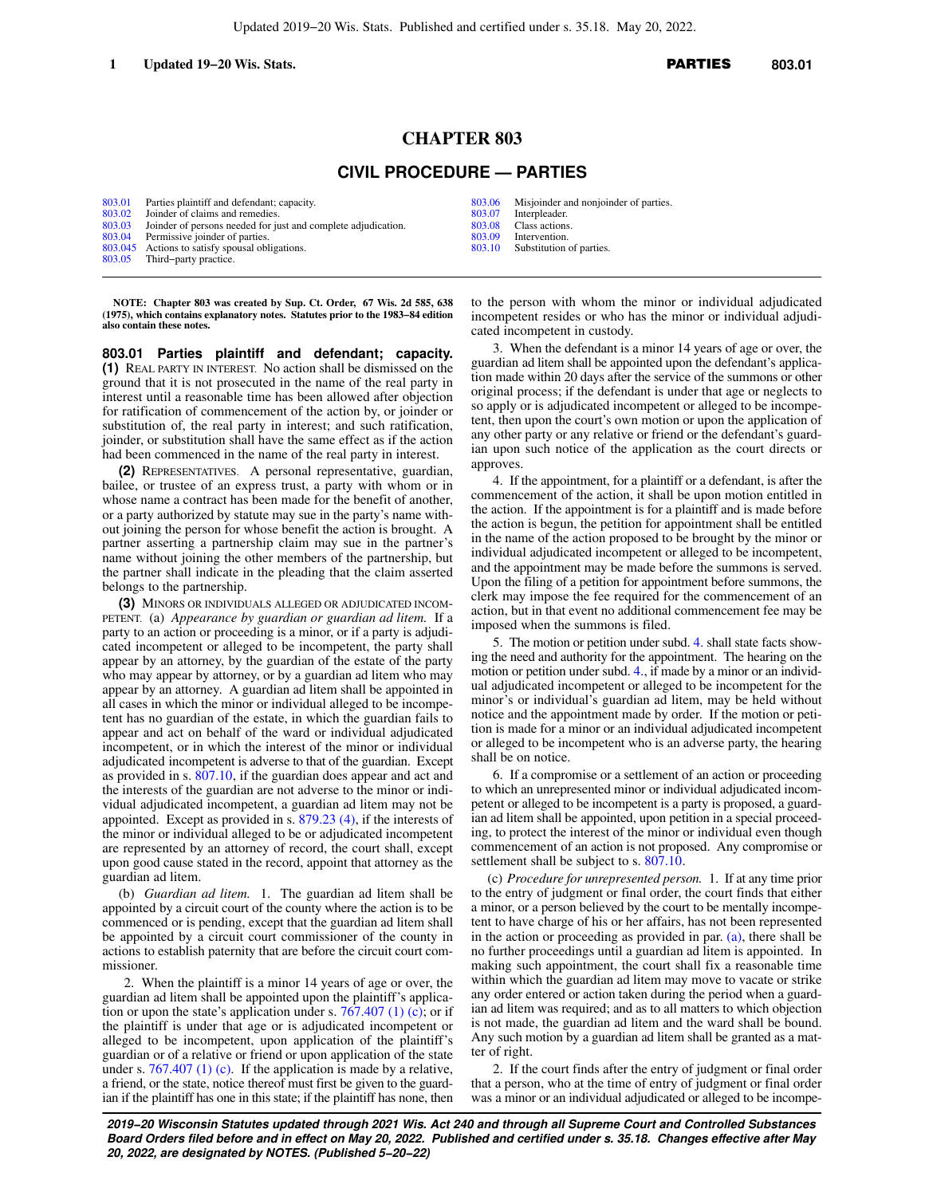# CHAPTER 803

## CIVIL PROCEDURE — PARTIES

| | | | |
|---|---|---|---|
| 803.01 | Parties plaintiff and defendant; capacity. | 803.06 | Misjoinder and nonjoinder of parties. |
| 803.02 | Joinder of claims and remedies. | 803.07 | Interpleader. |
| 803.03 | Joinder of persons needed for just and complete adjudication. | 803.08 | Class actions. |
| 803.04 | Permissive joinder of parties. | 803.09 | Intervention. |
| 803.045 | Actions to satisfy spousal obligations. | 803.10 | Substitution of parties. |
| 803.05 | Third–party practice. | | |

**NOTE: Chapter 803 was created by Sup. Ct. Order, 67 Wis. 2d 585, 638 (1975), which contains explanatory notes. Statutes prior to the 1983–84 edition also contain these notes.**

**803.01 Parties plaintiff and defendant; capacity.** **(1)** REAL PARTY IN INTEREST. No action shall be dismissed on the ground that it is not prosecuted in the name of the real party in interest until a reasonable time has been allowed after objection for ratification of commencement of the action by, or joinder or substitution of, the real party in interest; and such ratification, joinder, or substitution shall have the same effect as if the action had been commenced in the name of the real party in interest.

**(2)** REPRESENTATIVES. A personal representative, guardian, bailee, or trustee of an express trust, a party with whom or in whose name a contract has been made for the benefit of another, or a party authorized by statute may sue in the party's name without joining the person for whose benefit the action is brought. A partner asserting a partnership claim may sue in the partner's name without joining the other members of the partnership, but the partner shall indicate in the pleading that the claim asserted belongs to the partnership.

**(3)** MINORS OR INDIVIDUALS ALLEGED OR ADJUDICATED INCOMPETENT. (a) *Appearance by guardian or guardian ad litem.* If a party to an action or proceeding is a minor, or if a party is adjudicated incompetent or alleged to be incompetent, the party shall appear by an attorney, by the guardian of the estate of the party who may appear by attorney, or by a guardian ad litem who may appear by an attorney. A guardian ad litem shall be appointed in all cases in which the minor or individual alleged to be incompetent has no guardian of the estate, in which the guardian fails to appear and act on behalf of the ward or individual adjudicated incompetent, or in which the interest of the minor or individual adjudicated incompetent is adverse to that of the guardian. Except as provided in s. 807.10, if the guardian does appear and act and the interests of the guardian are not adverse to the minor or individual adjudicated incompetent, a guardian ad litem may not be appointed. Except as provided in s. 879.23 (4), if the interests of the minor or individual alleged to be or adjudicated incompetent are represented by an attorney of record, the court shall, except upon good cause stated in the record, appoint that attorney as the guardian ad litem.

(b) *Guardian ad litem.* 1. The guardian ad litem shall be appointed by a circuit court of the county where the action is to be commenced or is pending, except that the guardian ad litem shall be appointed by a circuit court commissioner of the county in actions to establish paternity that are before the circuit court commissioner.

2. When the plaintiff is a minor 14 years of age or over, the guardian ad litem shall be appointed upon the plaintiff's application or upon the state's application under s. 767.407 (1) (c); or if the plaintiff is under that age or is adjudicated incompetent or alleged to be incompetent, upon application of the plaintiff's guardian or of a relative or friend or upon application of the state under s. 767.407 (1) (c). If the application is made by a relative, a friend, or the state, notice thereof must first be given to the guardian if the plaintiff has one in this state; if the plaintiff has none, then to the person with whom the minor or individual adjudicated incompetent resides or who has the minor or individual adjudicated incompetent in custody.

3. When the defendant is a minor 14 years of age or over, the guardian ad litem shall be appointed upon the defendant's application made within 20 days after the service of the summons or other original process; if the defendant is under that age or neglects to so apply or is adjudicated incompetent or alleged to be incompetent, then upon the court's own motion or upon the application of any other party or any relative or friend or the defendant's guardian upon such notice of the application as the court directs or approves.

4. If the appointment, for a plaintiff or a defendant, is after the commencement of the action, it shall be upon motion entitled in the action. If the appointment is for a plaintiff and is made before the action is begun, the petition for appointment shall be entitled in the name of the action proposed to be brought by the minor or individual adjudicated incompetent or alleged to be incompetent, and the appointment may be made before the summons is served. Upon the filing of a petition for appointment before summons, the clerk may impose the fee required for the commencement of an action, but in that event no additional commencement fee may be imposed when the summons is filed.

5. The motion or petition under subd. 4. shall state facts showing the need and authority for the appointment. The hearing on the motion or petition under subd. 4., if made by a minor or an individual adjudicated incompetent or alleged to be incompetent for the minor's or individual's guardian ad litem, may be held without notice and the appointment made by order. If the motion or petition is made for a minor or an individual adjudicated incompetent or alleged to be incompetent who is an adverse party, the hearing shall be on notice.

6. If a compromise or a settlement of an action or proceeding to which an unrepresented minor or individual adjudicated incompetent or alleged to be incompetent is a party is proposed, a guardian ad litem shall be appointed, upon petition in a special proceeding, to protect the interest of the minor or individual even though commencement of an action is not proposed. Any compromise or settlement shall be subject to s. 807.10.

(c) *Procedure for unrepresented person.* 1. If at any time prior to the entry of judgment or final order, the court finds that either a minor, or a person believed by the court to be mentally incompetent to have charge of his or her affairs, has not been represented in the action or proceeding as provided in par. (a), there shall be no further proceedings until a guardian ad litem is appointed. In making such appointment, the court shall fix a reasonable time within which the guardian ad litem may move to vacate or strike any order entered or action taken during the period when a guardian ad litem was required; and as to all matters to which objection is not made, the guardian ad litem and the ward shall be bound. Any such motion by a guardian ad litem shall be granted as a matter of right.

2. If the court finds after the entry of judgment or final order that a person, who at the time of entry of judgment or final order was a minor or an individual adjudicated or alleged to be incompe-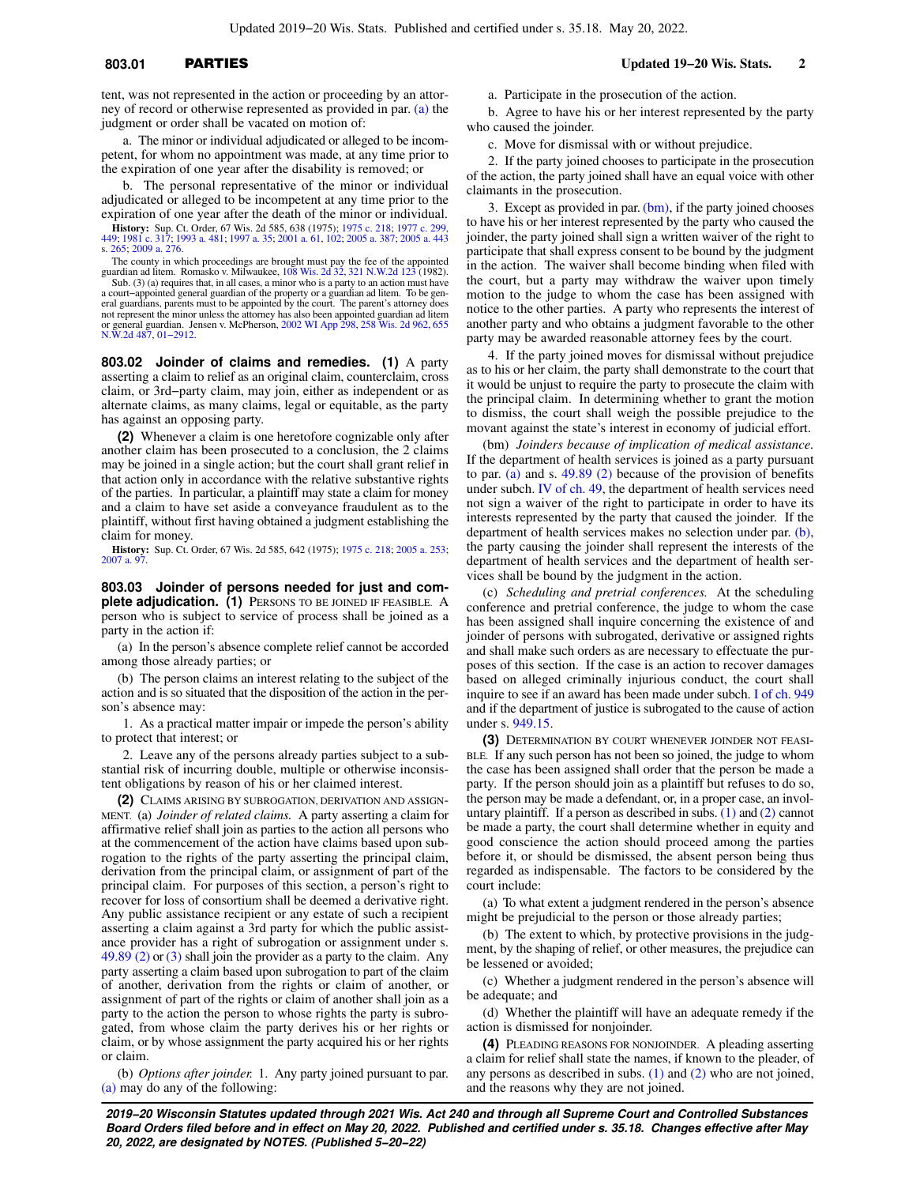tent, was not represented in the action or proceeding by an attorney of record or otherwise represented as provided in par. (a) the judgment or order shall be vacated on motion of:

a. The minor or individual adjudicated or alleged to be incompetent, for whom no appointment was made, at any time prior to the expiration of one year after the disability is removed; or

b. The personal representative of the minor or individual adjudicated or alleged to be incompetent at any time prior to the expiration of one year after the death of the minor or individual.

**History:** Sup. Ct. Order, 67 Wis. 2d 585, 638 (1975); 1975 c. 218; 1977 c. 299, 449; 1981 c. 317; 1993 a. 481; 1997 a. 35; 2001 a. 61, 102; 2005 a. 387; 2005 a. 443 s. 265; 2009 a. 276.

The county in which proceedings are brought must pay the fee of the appointed guardian ad litem. Romasko v. Milwaukee, 108 Wis. 2d 32, 321 N.W.2d 123 (1982).

Sub. (3) (a) requires that, in all cases, a minor who is a party to an action must have a court–appointed general guardian of the property or a guardian ad litem. To be general guardians, parents must to be appointed by the court. The parent's attorney does not represent the minor unless the attorney has also been appointed guardian ad litem or general guardian. Jensen v. McPherson, 2002 WI App 298, 258 Wis. 2d 962, 655 N.W.2d 487, 01–2912.

## 803.02 Joinder of claims and remedies.

**(1)** A party asserting a claim to relief as an original claim, counterclaim, cross claim, or 3rd–party claim, may join, either as independent or as alternate claims, as many claims, legal or equitable, as the party has against an opposing party.

**(2)** Whenever a claim is one heretofore cognizable only after another claim has been prosecuted to a conclusion, the 2 claims may be joined in a single action; but the court shall grant relief in that action only in accordance with the relative substantive rights of the parties. In particular, a plaintiff may state a claim for money and a claim to have set aside a conveyance fraudulent as to the plaintiff, without first having obtained a judgment establishing the claim for money.

**History:** Sup. Ct. Order, 67 Wis. 2d 585, 642 (1975); 1975 c. 218; 2005 a. 253; 2007 a. 97.

## 803.03 Joinder of persons needed for just and complete adjudication.

**(1)** PERSONS TO BE JOINED IF FEASIBLE. A person who is subject to service of process shall be joined as a party in the action if:

(a) In the person's absence complete relief cannot be accorded among those already parties; or

(b) The person claims an interest relating to the subject of the action and is so situated that the disposition of the action in the person's absence may:

1. As a practical matter impair or impede the person's ability to protect that interest; or

2. Leave any of the persons already parties subject to a substantial risk of incurring double, multiple or otherwise inconsistent obligations by reason of his or her claimed interest.

**(2)** CLAIMS ARISING BY SUBROGATION, DERIVATION AND ASSIGNMENT. (a) *Joinder of related claims.* A party asserting a claim for affirmative relief shall join as parties to the action all persons who at the commencement of the action have claims based upon subrogation to the rights of the party asserting the principal claim, derivation from the principal claim, or assignment of part of the principal claim. For purposes of this section, a person's right to recover for loss of consortium shall be deemed a derivative right. Any public assistance recipient or any estate of such a recipient asserting a claim against a 3rd party for which the public assistance provider has a right of subrogation or assignment under s. 49.89 (2) or (3) shall join the provider as a party to the claim. Any party asserting a claim based upon subrogation to part of the claim of another, derivation from the rights or claim of another, or assignment of part of the rights or claim of another shall join as a party to the action the person to whose rights the party is subrogated, from whose claim the party derives his or her rights or claim, or by whose assignment the party acquired his or her rights or claim.

(b) *Options after joinder.* 1. Any party joined pursuant to par. (a) may do any of the following:

a. Participate in the prosecution of the action.

b. Agree to have his or her interest represented by the party who caused the joinder.

c. Move for dismissal with or without prejudice.

2. If the party joined chooses to participate in the prosecution of the action, the party joined shall have an equal voice with other claimants in the prosecution.

3. Except as provided in par. (bm), if the party joined chooses to have his or her interest represented by the party who caused the joinder, the party joined shall sign a written waiver of the right to participate that shall express consent to be bound by the judgment in the action. The waiver shall become binding when filed with the court, but a party may withdraw the waiver upon timely motion to the judge to whom the case has been assigned with notice to the other parties. A party who represents the interest of another party and who obtains a judgment favorable to the other party may be awarded reasonable attorney fees by the court.

4. If the party joined moves for dismissal without prejudice as to his or her claim, the party shall demonstrate to the court that it would be unjust to require the party to prosecute the claim with the principal claim. In determining whether to grant the motion to dismiss, the court shall weigh the possible prejudice to the movant against the state's interest in economy of judicial effort.

(bm) *Joinders because of implication of medical assistance.* If the department of health services is joined as a party pursuant to par. (a) and s. 49.89 (2) because of the provision of benefits under subch. IV of ch. 49, the department of health services need not sign a waiver of the right to participate in order to have its interests represented by the party that caused the joinder. If the department of health services makes no selection under par. (b), the party causing the joinder shall represent the interests of the department of health services and the department of health services shall be bound by the judgment in the action.

(c) *Scheduling and pretrial conferences.* At the scheduling conference and pretrial conference, the judge to whom the case has been assigned shall inquire concerning the existence of and joinder of persons with subrogated, derivative or assigned rights and shall make such orders as are necessary to effectuate the purposes of this section. If the case is an action to recover damages based on alleged criminally injurious conduct, the court shall inquire to see if an award has been made under subch. I of ch. 949 and if the department of justice is subrogated to the cause of action under s. 949.15.

**(3)** DETERMINATION BY COURT WHENEVER JOINDER NOT FEASIBLE. If any such person has not been so joined, the judge to whom the case has been assigned shall order that the person be made a party. If the person should join as a plaintiff but refuses to do so, the person may be made a defendant, or, in a proper case, an involuntary plaintiff. If a person as described in subs. (1) and (2) cannot be made a party, the court shall determine whether in equity and good conscience the action should proceed among the parties before it, or should be dismissed, the absent person being thus regarded as indispensable. The factors to be considered by the court include:

(a) To what extent a judgment rendered in the person's absence might be prejudicial to the person or those already parties;

(b) The extent to which, by protective provisions in the judgment, by the shaping of relief, or other measures, the prejudice can be lessened or avoided;

(c) Whether a judgment rendered in the person's absence will be adequate; and

(d) Whether the plaintiff will have an adequate remedy if the action is dismissed for nonjoinder.

**(4)** PLEADING REASONS FOR NONJOINDER. A pleading asserting a claim for relief shall state the names, if known to the pleader, of any persons as described in subs. (1) and (2) who are not joined, and the reasons why they are not joined.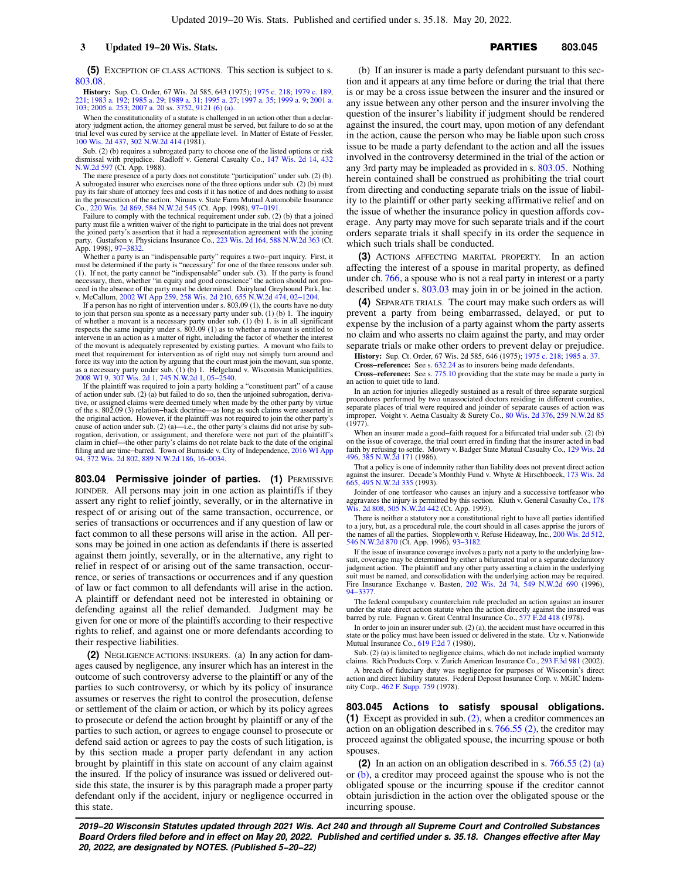**(5)** EXCEPTION OF CLASS ACTIONS. This section is subject to s. 803.08.

**History:** Sup. Ct. Order, 67 Wis. 2d 585, 643 (1975); 1975 c. 218; 1979 c. 189, 221; 1983 a. 192; 1985 a. 29; 1989 a. 31; 1995 a. 27; 1997 a. 35; 1999 a. 9; 2001 a. 103; 2005 a. 253; 2007 a. 20 ss. 3752, 9121 (6) (a).

When the constitutionality of a statute is challenged in an action other than a declaratory judgment action, the attorney general must be served, but failure to do so at the trial level was cured by service at the appellate level. In Matter of Estate of Fessler, 100 Wis. 2d 437, 302 N.W.2d 414 (1981).

Sub. (2) (b) requires a subrogated party to choose one of the listed options or risk dismissal with prejudice. Radloff v. General Casualty Co., 147 Wis. 2d 14, 432 N.W.2d 597 (Ct. App. 1988).

The mere presence of a party does not constitute "participation" under sub. (2) (b). A subrogated insurer who exercises none of the three options under sub. (2) (b) must pay its fair share of attorney fees and costs if it has notice of and does nothing to assist in the prosecution of the action. Ninaus v. State Farm Mutual Automobile Insurance Co., 220 Wis. 2d 869, 584 N.W.2d 545 (Ct. App. 1998), 97−0191.

Failure to comply with the technical requirement under sub. (2) (b) that a joined party must file a written waiver of the right to participate in the trial does not prevent the joined party's assertion that it had a representation agreement with the joining party. Gustafson v. Physicians Insurance Co., 223 Wis. 2d 164, 588 N.W.2d 363 (Ct. App. 1998), 97−3832.

Whether a party is an "indispensable party" requires a two−part inquiry. First, it must be determined if the party is "necessary" for one of the three reasons under sub. (1). If not, the party cannot be "indispensable" under sub. (3). If the party is found necessary, then, whether "in equity and good conscience" the action should not proceed in the absence of the party must be determined. Dairyland Greyhound Park, Inc. v. McCallum, 2002 WI App 259, 258 Wis. 2d 210, 655 N.W.2d 474, 02−1204.

If a person has no right of intervention under s. 803.09 (1), the courts have no duty to join that person sua sponte as a necessary party under sub. (1) (b) 1. The inquiry of whether a movant is a necessary party under sub. (1) (b) 1. is in all significant respects the same inquiry under s. 803.09 (1) as to whether a movant is entitled to intervene in an action as a matter of right, including the factor of whether the interest of the movant is adequately represented by existing parties. A movant who fails to meet that requirement for intervention as of right may not simply turn around and force its way into the action by arguing that the court must join the movant, sua sponte, as a necessary party under sub. (1) (b) 1. Helgeland v. Wisconsin Municipalities, 2008 WI 9, 307 Wis. 2d 1, 745 N.W.2d 1, 05−2540.

If the plaintiff was required to join a party holding a "constituent part" of a cause of action under sub. (2) (a) but failed to do so, then the unjoined subrogation, derivative, or assigned claims were deemed timely when made by the other party by virtue of the s. 802.09 (3) relation−back doctrine—as long as such claims were asserted in the original action. However, if the plaintiff was not required to join the other party's cause of action under sub. (2) (a)—i.e., the other party's claims did not arise by subrogation, derivation, or assignment, and therefore were not part of the plaintiff's claim in chief—the other party's claims do not relate back to the date of the original filing and are time−barred. Town of Burnside v. City of Independence, 2016 WI App 94, 372 Wis. 2d 802, 889 N.W.2d 186, 16−0034.

## 803.04 Permissive joinder of parties.

**(1)** PERMISSIVE JOINDER. All persons may join in one action as plaintiffs if they assert any right to relief jointly, severally, or in the alternative in respect of or arising out of the same transaction, occurrence, or series of transactions or occurrences and if any question of law or fact common to all these persons will arise in the action. All persons may be joined in one action as defendants if there is asserted against them jointly, severally, or in the alternative, any right to relief in respect of or arising out of the same transaction, occurrence, or series of transactions or occurrences and if any question of law or fact common to all defendants will arise in the action. A plaintiff or defendant need not be interested in obtaining or defending against all the relief demanded. Judgment may be given for one or more of the plaintiffs according to their respective rights to relief, and against one or more defendants according to their respective liabilities.

**(2)** NEGLIGENCE ACTIONS: INSURERS. (a) In any action for damages caused by negligence, any insurer which has an interest in the outcome of such controversy adverse to the plaintiff or any of the parties to such controversy, or which by its policy of insurance assumes or reserves the right to control the prosecution, defense or settlement of the claim or action, or which by its policy agrees to prosecute or defend the action brought by plaintiff or any of the parties to such action, or agrees to engage counsel to prosecute or defend said action or agrees to pay the costs of such litigation, is by this section made a proper party defendant in any action brought by plaintiff in this state on account of any claim against the insured. If the policy of insurance was issued or delivered outside this state, the insurer is by this paragraph made a proper party defendant only if the accident, injury or negligence occurred in this state.

(b) If an insurer is made a party defendant pursuant to this section and it appears at any time before or during the trial that there is or may be a cross issue between the insurer and the insured or any issue between any other person and the insurer involving the question of the insurer's liability if judgment should be rendered against the insured, the court may, upon motion of any defendant in the action, cause the person who may be liable upon such cross issue to be made a party defendant to the action and all the issues involved in the controversy determined in the trial of the action or any 3rd party may be impleaded as provided in s. 803.05. Nothing herein contained shall be construed as prohibiting the trial court from directing and conducting separate trials on the issue of liability to the plaintiff or other party seeking affirmative relief and on the issue of whether the insurance policy in question affords coverage. Any party may move for such separate trials and if the court orders separate trials it shall specify in its order the sequence in which such trials shall be conducted.

**(3)** ACTIONS AFFECTING MARITAL PROPERTY. In an action affecting the interest of a spouse in marital property, as defined under ch. 766, a spouse who is not a real party in interest or a party described under s. 803.03 may join in or be joined in the action.

**(4)** SEPARATE TRIALS. The court may make such orders as will prevent a party from being embarrassed, delayed, or put to expense by the inclusion of a party against whom the party asserts no claim and who asserts no claim against the party, and may order separate trials or make other orders to prevent delay or prejudice.

**History:** Sup. Ct. Order, 67 Wis. 2d 585, 646 (1975); 1975 c. 218; 1985 a. 37.

**Cross−reference:** See s. 632.24 as to insurers being made defendants.

**Cross−reference:** See s. 775.10 providing that the state may be made a party in an action to quiet title to land.

In an action for injuries allegedly sustained as a result of three separate surgical procedures performed by two unassociated doctors residing in different counties, separate places of trial were required and joinder of separate causes of action was improper. Voight v. Aetna Casualty & Surety Co., 80 Wis. 2d 376, 259 N.W.2d 85 (1977).

When an insurer made a good−faith request for a bifurcated trial under sub. (2) (b) on the issue of coverage, the trial court erred in finding that the insurer acted in bad faith by refusing to settle. Mowry v. Badger State Mutual Casualty Co., 129 Wis. 2d 496, 385 N.W.2d 171 (1986).

That a policy is one of indemnity rather than liability does not prevent direct action against the insurer. Decade's Monthly Fund v. Whyte & Hirschboeck, 173 Wis. 2d 665, 495 N.W.2d 335 (1993).

Joinder of one tortfeasor who causes an injury and a successive tortfeasor who aggravates the injury is permitted by this section. Kluth v. General Casualty Co., 178 Wis. 2d 808, 505 N.W.2d 442 (Ct. App. 1993).

There is neither a statutory nor a constitutional right to have all parties identified to a jury, but, as a procedural rule, the court should in all cases apprise the jurors of the names of all the parties. Stoppleworth v. Refuse Hideaway, Inc., 200 Wis. 2d 512, 546 N.W.2d 870 (Ct. App. 1996), 93−3182.

If the issue of insurance coverage involves a party not a party to the underlying lawsuit, coverage may be determined by either a bifurcated trial or a separate declaratory judgment action. The plaintiff and any other party asserting a claim in the underlying suit must be named, and consolidation with the underlying action may be required. Fire Insurance Exchange v. Basten, 202 Wis. 2d 74, 549 N.W.2d 690 (1996), 94−3377.

The federal compulsory counterclaim rule precluded an action against an insurer under the state direct action statute when the action directly against the insured was barred by rule. Fagnan v. Great Central Insurance Co., 577 F.2d 418 (1978).

In order to join an insurer under sub. (2) (a), the accident must have occurred in this state or the policy must have been issued or delivered in the state. Utz v. Nationwide Mutual Insurance Co., 619 F.2d 7 (1980).

Sub. (2) (a) is limited to negligence claims, which do not include implied warranty claims. Rich Products Corp. v. Zurich American Insurance Co., 293 F.3d 981 (2002).

A breach of fiduciary duty was negligence for purposes of Wisconsin's direct action and direct liability statutes. Federal Deposit Insurance Corp. v. MGIC Indemnity Corp., 462 F. Supp. 759 (1978).

## 803.045 Actions to satisfy spousal obligations.

**(1)** Except as provided in sub. (2), when a creditor commences an action on an obligation described in s. 766.55 (2), the creditor may proceed against the obligated spouse, the incurring spouse or both spouses.

**(2)** In an action on an obligation described in s. 766.55 (2) (a) or (b), a creditor may proceed against the spouse who is not the obligated spouse or the incurring spouse if the creditor cannot obtain jurisdiction in the action over the obligated spouse or the incurring spouse.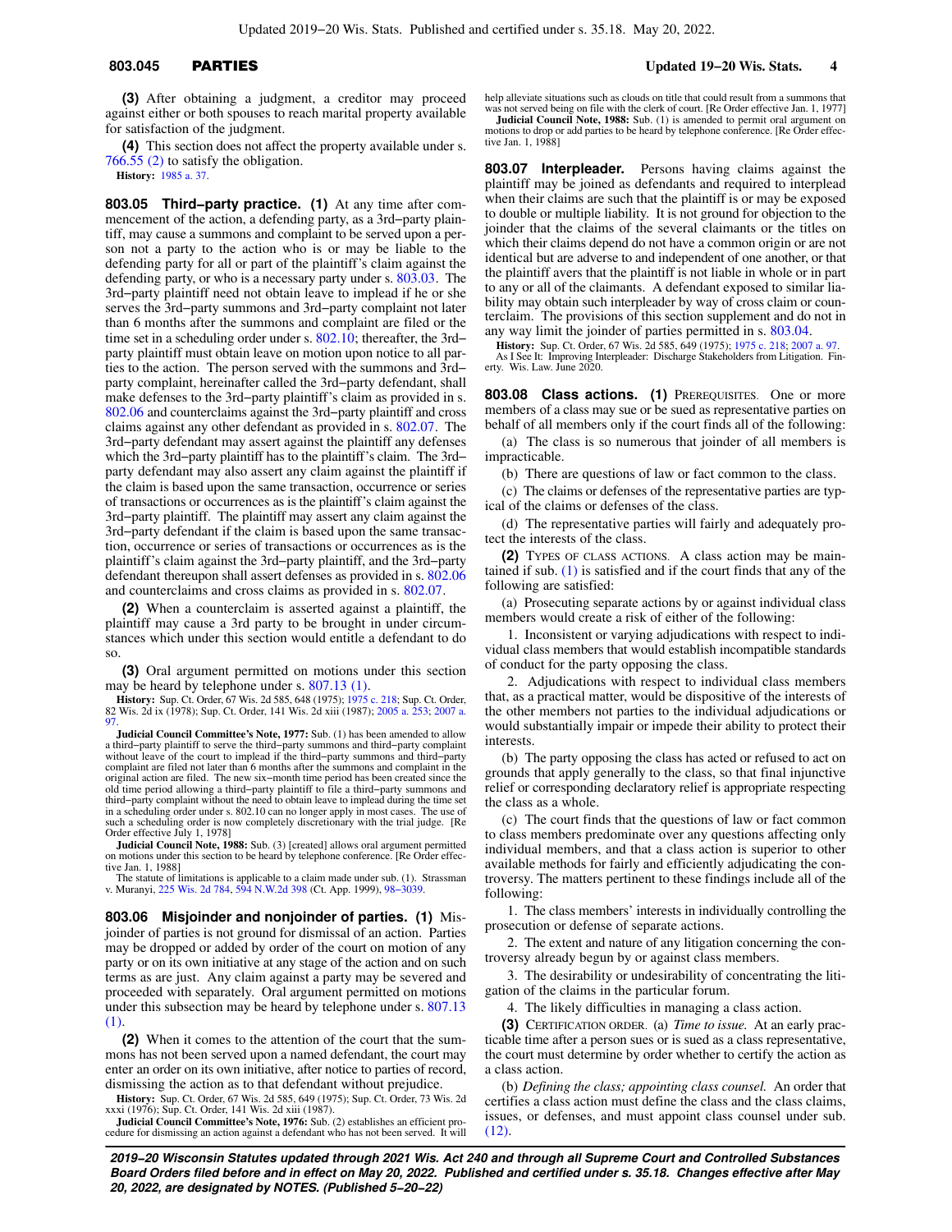**(3)** After obtaining a judgment, a creditor may proceed against either or both spouses to reach marital property available for satisfaction of the judgment.

**(4)** This section does not affect the property available under s. 766.55 (2) to satisfy the obligation.

**History:** 1985 a. 37.

**803.05 Third−party practice. (1)** At any time after commencement of the action, a defending party, as a 3rd−party plaintiff, may cause a summons and complaint to be served upon a person not a party to the action who is or may be liable to the defending party for all or part of the plaintiff's claim against the defending party, or who is a necessary party under s. 803.03. The 3rd−party plaintiff need not obtain leave to implead if he or she serves the 3rd−party summons and 3rd−party complaint not later than 6 months after the summons and complaint are filed or the time set in a scheduling order under s. 802.10; thereafter, the 3rd−party plaintiff must obtain leave on motion upon notice to all parties to the action. The person served with the summons and 3rd−party complaint, hereinafter called the 3rd−party defendant, shall make defenses to the 3rd−party plaintiff's claim as provided in s. 802.06 and counterclaims against the 3rd−party plaintiff and cross claims against any other defendant as provided in s. 802.07. The 3rd−party defendant may assert against the plaintiff any defenses which the 3rd−party plaintiff has to the plaintiff's claim. The 3rd−party defendant may also assert any claim against the plaintiff if the claim is based upon the same transaction, occurrence or series of transactions or occurrences as is the plaintiff's claim against the 3rd−party plaintiff. The plaintiff may assert any claim against the 3rd−party defendant if the claim is based upon the same transaction, occurrence or series of transactions or occurrences as is the plaintiff's claim against the 3rd−party plaintiff, and the 3rd−party defendant thereupon shall assert defenses as provided in s. 802.06 and counterclaims and cross claims as provided in s. 802.07.

**(2)** When a counterclaim is asserted against a plaintiff, the plaintiff may cause a 3rd party to be brought in under circumstances which under this section would entitle a defendant to do so.

**(3)** Oral argument permitted on motions under this section may be heard by telephone under s. 807.13 (1).

**History:** Sup. Ct. Order, 67 Wis. 2d 585, 648 (1975); 1975 c. 218; Sup. Ct. Order, 82 Wis. 2d ix (1978); Sup. Ct. Order, 141 Wis. 2d xiii (1987); 2005 a. 253; 2007 a. 97.

**Judicial Council Committee's Note, 1977:** Sub. (1) has been amended to allow a third−party plaintiff to serve the third−party summons and third−party complaint without leave of the court to implead if the third−party summons and third−party complaint are filed not later than 6 months after the summons and complaint in the original action are filed. The new six−month time period has been created since the old time period allowing a third−party plaintiff to file a third−party summons and third−party complaint without the need to obtain leave to implead during the time set in a scheduling order under s. 802.10 can no longer apply in most cases. The use of such a scheduling order is now completely discretionary with the trial judge. [Re Order effective July 1, 1978]

**Judicial Council Note, 1988:** Sub. (3) [created] allows oral argument permitted on motions under this section to be heard by telephone conference. [Re Order effective Jan. 1, 1988]

The statute of limitations is applicable to a claim made under sub. (1). Strassman v. Muranyi, 225 Wis. 2d 784, 594 N.W.2d 398 (Ct. App. 1999), 98−3039.

**803.06 Misjoinder and nonjoinder of parties. (1)** Misjoinder of parties is not ground for dismissal of an action. Parties may be dropped or added by order of the court on motion of any party or on its own initiative at any stage of the action and on such terms as are just. Any claim against a party may be severed and proceeded with separately. Oral argument permitted on motions under this subsection may be heard by telephone under s. 807.13 (1).

**(2)** When it comes to the attention of the court that the summons has not been served upon a named defendant, the court may enter an order on its own initiative, after notice to parties of record, dismissing the action as to that defendant without prejudice.

**History:** Sup. Ct. Order, 67 Wis. 2d 585, 649 (1975); Sup. Ct. Order, 73 Wis. 2d xxxi (1976); Sup. Ct. Order, 141 Wis. 2d xiii (1987).

**Judicial Council Committee's Note, 1976:** Sub. (2) establishes an efficient procedure for dismissing an action against a defendant who has not been served. It will help alleviate situations such as clouds on title that could result from a summons that was not served being on file with the clerk of court. [Re Order effective Jan. 1, 1977]

**Judicial Council Note, 1988:** Sub. (1) is amended to permit oral argument on motions to drop or add parties to be heard by telephone conference. [Re Order effective Jan. 1, 1988]

**803.07 Interpleader.** Persons having claims against the plaintiff may be joined as defendants and required to interplead when their claims are such that the plaintiff is or may be exposed to double or multiple liability. It is not ground for objection to the joinder that the claims of the several claimants or the titles on which their claims depend do not have a common origin or are not identical but are adverse to and independent of one another, or that the plaintiff avers that the plaintiff is not liable in whole or in part to any or all of the claimants. A defendant exposed to similar liability may obtain such interpleader by way of cross claim or counterclaim. The provisions of this section supplement and do not in any way limit the joinder of parties permitted in s. 803.04.

**History:** Sup. Ct. Order, 67 Wis. 2d 585, 649 (1975); 1975 c. 218; 2007 a. 97.

As I See It: Improving Interpleader: Discharge Stakeholders from Litigation. Finerty. Wis. Law. June 2020.

**803.08 Class actions. (1)** PREREQUISITES. One or more members of a class may sue or be sued as representative parties on behalf of all members only if the court finds all of the following:

(a) The class is so numerous that joinder of all members is impracticable.

(b) There are questions of law or fact common to the class.

(c) The claims or defenses of the representative parties are typical of the claims or defenses of the class.

(d) The representative parties will fairly and adequately protect the interests of the class.

**(2)** TYPES OF CLASS ACTIONS. A class action may be maintained if sub. (1) is satisfied and if the court finds that any of the following are satisfied:

(a) Prosecuting separate actions by or against individual class members would create a risk of either of the following:

1. Inconsistent or varying adjudications with respect to individual class members that would establish incompatible standards of conduct for the party opposing the class.

2. Adjudications with respect to individual class members that, as a practical matter, would be dispositive of the interests of the other members not parties to the individual adjudications or would substantially impair or impede their ability to protect their interests.

(b) The party opposing the class has acted or refused to act on grounds that apply generally to the class, so that final injunctive relief or corresponding declaratory relief is appropriate respecting the class as a whole.

(c) The court finds that the questions of law or fact common to class members predominate over any questions affecting only individual members, and that a class action is superior to other available methods for fairly and efficiently adjudicating the controversy. The matters pertinent to these findings include all of the following:

1. The class members' interests in individually controlling the prosecution or defense of separate actions.

2. The extent and nature of any litigation concerning the controversy already begun by or against class members.

3. The desirability or undesirability of concentrating the litigation of the claims in the particular forum.

4. The likely difficulties in managing a class action.

**(3)** CERTIFICATION ORDER. (a) *Time to issue.* At an early practicable time after a person sues or is sued as a class representative, the court must determine by order whether to certify the action as a class action.

(b) *Defining the class; appointing class counsel.* An order that certifies a class action must define the class and the class claims, issues, or defenses, and must appoint class counsel under sub. (12).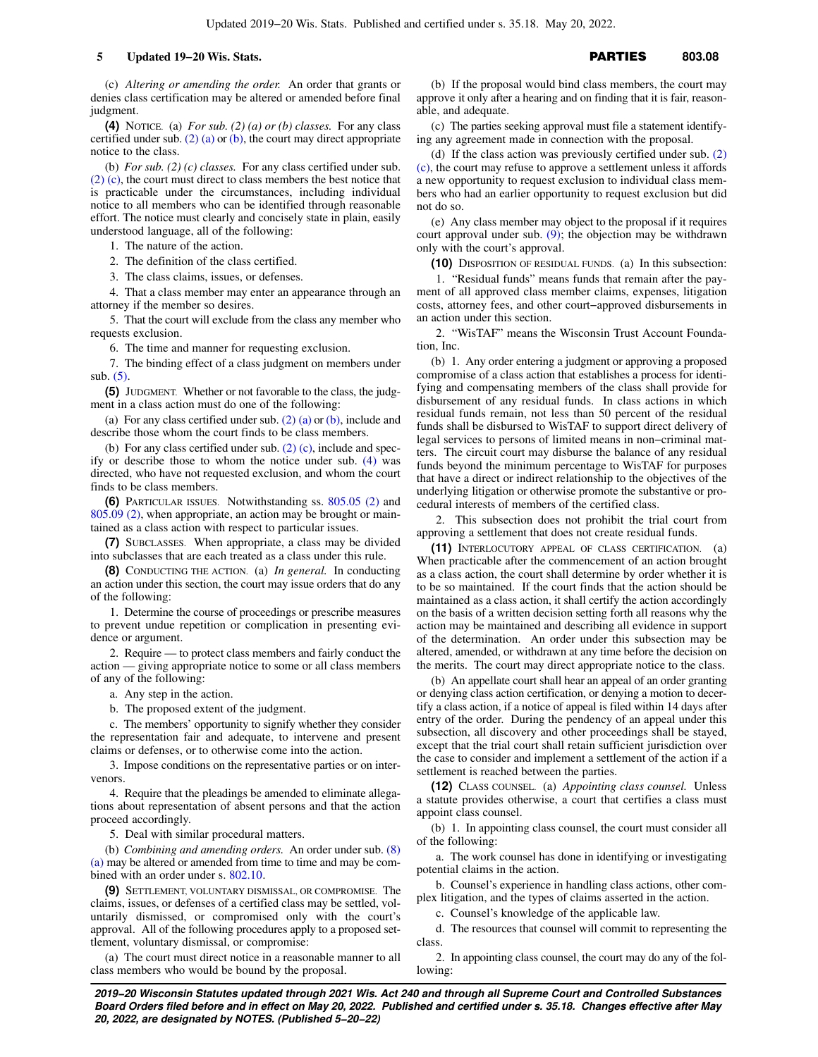(c) *Altering or amending the order.* An order that grants or denies class certification may be altered or amended before final judgment.

**(4)** NOTICE. (a) *For sub. (2) (a) or (b) classes.* For any class certified under sub. (2) (a) or (b), the court may direct appropriate notice to the class.

(b) *For sub. (2) (c) classes.* For any class certified under sub. (2) (c), the court must direct to class members the best notice that is practicable under the circumstances, including individual notice to all members who can be identified through reasonable effort. The notice must clearly and concisely state in plain, easily understood language, all of the following:

1. The nature of the action.

2. The definition of the class certified.

3. The class claims, issues, or defenses.

4. That a class member may enter an appearance through an attorney if the member so desires.

5. That the court will exclude from the class any member who requests exclusion.

6. The time and manner for requesting exclusion.

7. The binding effect of a class judgment on members under sub. (5).

**(5)** JUDGMENT. Whether or not favorable to the class, the judgment in a class action must do one of the following:

(a) For any class certified under sub. (2) (a) or (b), include and describe those whom the court finds to be class members.

(b) For any class certified under sub. (2) (c), include and specify or describe those to whom the notice under sub. (4) was directed, who have not requested exclusion, and whom the court finds to be class members.

**(6)** PARTICULAR ISSUES. Notwithstanding ss. 805.05 (2) and 805.09 (2), when appropriate, an action may be brought or maintained as a class action with respect to particular issues.

**(7)** SUBCLASSES. When appropriate, a class may be divided into subclasses that are each treated as a class under this rule.

**(8)** CONDUCTING THE ACTION. (a) *In general.* In conducting an action under this section, the court may issue orders that do any of the following:

1. Determine the course of proceedings or prescribe measures to prevent undue repetition or complication in presenting evidence or argument.

2. Require — to protect class members and fairly conduct the action — giving appropriate notice to some or all class members of any of the following:

a. Any step in the action.

b. The proposed extent of the judgment.

c. The members' opportunity to signify whether they consider the representation fair and adequate, to intervene and present claims or defenses, or to otherwise come into the action.

3. Impose conditions on the representative parties or on intervenors.

4. Require that the pleadings be amended to eliminate allegations about representation of absent persons and that the action proceed accordingly.

5. Deal with similar procedural matters.

(b) *Combining and amending orders.* An order under sub. (8) (a) may be altered or amended from time to time and may be combined with an order under s. 802.10.

**(9)** SETTLEMENT, VOLUNTARY DISMISSAL, OR COMPROMISE. The claims, issues, or defenses of a certified class may be settled, voluntarily dismissed, or compromised only with the court's approval. All of the following procedures apply to a proposed settlement, voluntary dismissal, or compromise:

(a) The court must direct notice in a reasonable manner to all class members who would be bound by the proposal.

(b) If the proposal would bind class members, the court may approve it only after a hearing and on finding that it is fair, reasonable, and adequate.

(c) The parties seeking approval must file a statement identifying any agreement made in connection with the proposal.

(d) If the class action was previously certified under sub. (2) (c), the court may refuse to approve a settlement unless it affords a new opportunity to request exclusion to individual class members who had an earlier opportunity to request exclusion but did not do so.

(e) Any class member may object to the proposal if it requires court approval under sub. (9); the objection may be withdrawn only with the court's approval.

**(10)** DISPOSITION OF RESIDUAL FUNDS. (a) In this subsection:

1. "Residual funds" means funds that remain after the payment of all approved class member claims, expenses, litigation costs, attorney fees, and other court−approved disbursements in an action under this section.

2. "WisTAF" means the Wisconsin Trust Account Foundation, Inc.

(b) 1. Any order entering a judgment or approving a proposed compromise of a class action that establishes a process for identifying and compensating members of the class shall provide for disbursement of any residual funds. In class actions in which residual funds remain, not less than 50 percent of the residual funds shall be disbursed to WisTAF to support direct delivery of legal services to persons of limited means in non−criminal matters. The circuit court may disburse the balance of any residual funds beyond the minimum percentage to WisTAF for purposes that have a direct or indirect relationship to the objectives of the underlying litigation or otherwise promote the substantive or procedural interests of members of the certified class.

2. This subsection does not prohibit the trial court from approving a settlement that does not create residual funds.

**(11)** INTERLOCUTORY APPEAL OF CLASS CERTIFICATION. (a) When practicable after the commencement of an action brought as a class action, the court shall determine by order whether it is to be so maintained. If the court finds that the action should be maintained as a class action, it shall certify the action accordingly on the basis of a written decision setting forth all reasons why the action may be maintained and describing all evidence in support of the determination. An order under this subsection may be altered, amended, or withdrawn at any time before the decision on the merits. The court may direct appropriate notice to the class.

(b) An appellate court shall hear an appeal of an order granting or denying class action certification, or denying a motion to decertify a class action, if a notice of appeal is filed within 14 days after entry of the order. During the pendency of an appeal under this subsection, all discovery and other proceedings shall be stayed, except that the trial court shall retain sufficient jurisdiction over the case to consider and implement a settlement of the action if a settlement is reached between the parties.

**(12)** CLASS COUNSEL. (a) *Appointing class counsel.* Unless a statute provides otherwise, a court that certifies a class must appoint class counsel.

(b) 1. In appointing class counsel, the court must consider all of the following:

a. The work counsel has done in identifying or investigating potential claims in the action.

b. Counsel's experience in handling class actions, other complex litigation, and the types of claims asserted in the action.

c. Counsel's knowledge of the applicable law.

d. The resources that counsel will commit to representing the class.

2. In appointing class counsel, the court may do any of the following: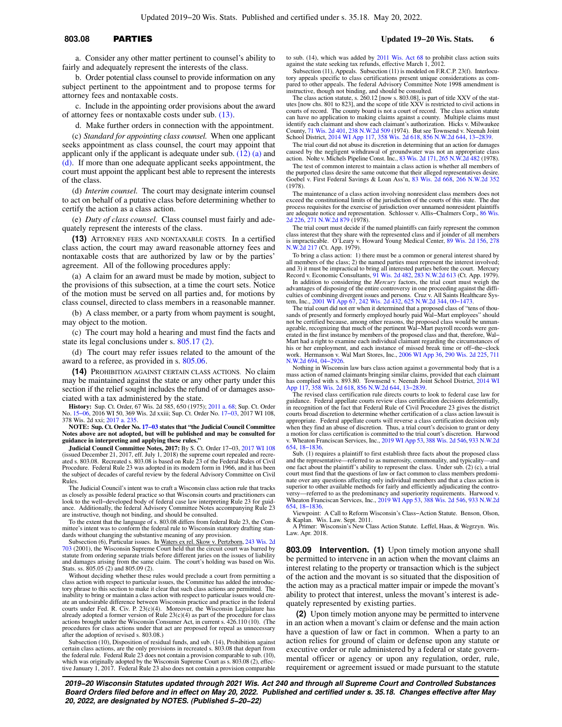a. Consider any other matter pertinent to counsel's ability to fairly and adequately represent the interests of the class.

b. Order potential class counsel to provide information on any subject pertinent to the appointment and to propose terms for attorney fees and nontaxable costs.

c. Include in the appointing order provisions about the award of attorney fees or nontaxable costs under sub. (13).

d. Make further orders in connection with the appointment.

(c) *Standard for appointing class counsel.* When one applicant seeks appointment as class counsel, the court may appoint that applicant only if the applicant is adequate under sub. (12) (a) and (d). If more than one adequate applicant seeks appointment, the court must appoint the applicant best able to represent the interests of the class.

(d) *Interim counsel.* The court may designate interim counsel to act on behalf of a putative class before determining whether to certify the action as a class action.

(e) *Duty of class counsel.* Class counsel must fairly and adequately represent the interests of the class.

**(13)** ATTORNEY FEES AND NONTAXABLE COSTS. In a certified class action, the court may award reasonable attorney fees and nontaxable costs that are authorized by law or by the parties' agreement. All of the following procedures apply:

(a) A claim for an award must be made by motion, subject to the provisions of this subsection, at a time the court sets. Notice of the motion must be served on all parties and, for motions by class counsel, directed to class members in a reasonable manner.

(b) A class member, or a party from whom payment is sought, may object to the motion.

(c) The court may hold a hearing and must find the facts and state its legal conclusions under s. 805.17 (2).

(d) The court may refer issues related to the amount of the award to a referee, as provided in s. 805.06.

**(14)** PROHIBITION AGAINST CERTAIN CLASS ACTIONS. No claim may be maintained against the state or any other party under this section if the relief sought includes the refund of or damages associated with a tax administered by the state.

**History:** Sup. Ct. Order, 67 Wis. 2d 585, 650 (1975); 2011 a. 68; Sup. Ct. Order No. 15–06, 2016 WI 50, 369 Wis. 2d xxiii; Sup. Ct. Order No. 17–03, 2017 WI 108, 378 Wis. 2d xxi; 2017 a. 235.

**NOTE: Sup. Ct. Order No. 17–03 states that "the Judicial Council Committee Notes above are not adopted, but will be published and may be consulted for guidance in interpreting and applying these rules."**

**Judicial Council Committee Notes, 2017:** By S. Ct. Order 17–03, 2017 WI 108 (issued December 21, 2017, eff. July 1, 2018) the supreme court repealed and recreated s. 803.08. Recreated s. 803.08 is based on Rule 23 of the Federal Rules of Civil Procedure. Federal Rule 23 was adopted in its modern form in 1966, and it has been the subject of decades of careful review by the federal Advisory Committee on Civil Rules.

The Judicial Council's intent was to craft a Wisconsin class action rule that tracks as closely as possible federal practice so that Wisconsin courts and practitioners can look to the well–developed body of federal case law interpreting Rule 23 for guidance. Additionally, the federal Advisory Committee Notes accompanying Rule 23 are instructive, though not binding, and should be consulted.

To the extent that the language of s. 803.08 differs from federal Rule 23, the Committee's intent was to conform the federal rule to Wisconsin statutory drafting standards without changing the substantive meaning of any provision.

Subsection (6), Particular issues. In Waters ex rel. Skow v. Pertzborn, 243 Wis. 2d 703 (2001), the Wisconsin Supreme Court held that the circuit court was barred by statute from ordering separate trials before different juries on the issues of liability and damages arising from the same claim. The court's holding was based on Wis. Stats. ss. 805.05 (2) and 805.09 (2).

Without deciding whether these rules would preclude a court from permitting a class action with respect to particular issues, the Committee has added the introductory phrase to this section to make it clear that such class actions are permitted. The inability to bring or maintain a class action with respect to particular issues would create an undesirable difference between Wisconsin practice and practice in the federal courts under Fed. R. Civ. P. 23(c)(4). Moreover, the Wisconsin Legislature has already adopted a former version of Rule 23(c)(4) as part of the procedure for class actions brought under the Wisconsin Consumer Act, in current s. 426.110 (10). (The procedures for class actions under that act are proposed for repeal as unnecessary after the adoption of revised s. 803.08.)

Subsection (10), Disposition of residual funds, and sub. (14), Prohibition against certain class actions, are the only provisions in recreated s. 803.08 that depart from the federal rule. Federal Rule 23 does not contain a provision comparable to sub. (10), which was originally adopted by the Wisconsin Supreme Court as s. 803.08 (2), effective January 1, 2017. Federal Rule 23 also does not contain a provision comparable to sub. (14), which was added by 2011 Wis. Act 68 to prohibit class action suits against the state seeking tax refunds, effective March 1, 2012.

Subsection (11), Appeals. Subsection (11) is modeled on F.R.C.P. 23(f). Interlocutory appeals specific to class certifications present unique considerations as compared to other appeals. The federal Advisory Committee Note 1998 amendment is instructive, though not binding, and should be consulted.

The class action statute, s. 260.12 [now s. 803.08], is part of title XXV of the statutes [now chs. 801 to 823], and the scope of title XXV is restricted to civil actions in courts of record. The county board is not a court of record. The class action statute can have no application to making claims against a county. Multiple claims must identify each claimant and show each claimant's authorization. Hicks v. Milwaukee County, 71 Wis. 2d 401, 238 N.W.2d 509 (1974). But see Townsend v. Neenah Joint School District, 2014 WI App 117, 358 Wis. 2d 618, 856 N.W.2d 644, 13–2839.

The trial court did not abuse its discretion in determining that an action for damages caused by the negligent withdrawal of groundwater was not an appropriate class action. Nolte v. Michels Pipeline Const. Inc., 83 Wis. 2d 171, 265 N.W.2d 482 (1978).

The test of common interest to maintain a class action is whether all members of the purported class desire the same outcome that their alleged representatives desire. Goebel v. First Federal Savings & Loan Ass'n, 83 Wis. 2d 668, 266 N.W.2d 352 (1978).

The maintenance of a class action involving nonresident class members does not exceed the constitutional limits of the jurisdiction of the courts of this state. The due process requisites for the exercise of jurisdiction over unnamed nonresident plaintiffs are adequate notice and representation. Schlosser v. Allis–Chalmers Corp., 86 Wis. 2d 226, 271 N.W.2d 879 (1978).

The trial court must decide if the named plaintiffs can fairly represent the common class interest that they share with the represented class and if joinder of all members is impracticable. O'Leary v. Howard Young Medical Center, 89 Wis. 2d 156, 278 N.W.2d 217 (Ct. App. 1979).

To bring a class action: 1) there must be a common or general interest shared by all members of the class; 2) the named parties must represent the interest involved; and 3) it must be impractical to bring all interested parties before the court. Mercury Record v. Economic Consultants, 91 Wis. 2d 482, 283 N.W.2d 613 (Ct. App. 1979).

In addition to considering the *Mercury* factors, the trial court must weigh the advantages of disposing of the entire controversy in one proceeding against the difficulties of combining divergent issues and persons. Cruz v. All Saints Healthcare System, Inc., 2001 WI App 67, 242 Wis. 2d 432, 625 N.W.2d 344, 00–1473.

The trial court did not err when it determined that a proposed class of "tens of thousands of presently and formerly employed hourly paid Wal–Mart employees" should not be certified because, among other reasons, the proposed class would be unmanageable, recognizing that much of the pertinent Wal–Mart payroll records were generated in the first instance by members of the proposed class and that, therefore, Wal–Mart had a right to examine each individual claimant regarding the circumstances of his or her employment, and each instance of missed break time or off–the–clock work. Hermanson v. Wal Mart Stores, Inc., 2006 WI App 36, 290 Wis. 2d 225, 711 N.W.2d 694, 04–2926.

Nothing in Wisconsin law bars class action against a governmental body that is a mass action of named claimants bringing similar claims, provided that each claimant has complied with s. 893.80. Townsend v. Neenah Joint School District, 2014 WI App 117, 358 Wis. 2d 618, 856 N.W.2d 644, 13–2839.

The revised class certification rule directs courts to look to federal case law for guidance. Federal appellate courts review class certification decisions deferentially, in recognition of the fact that Federal Rule of Civil Procedure 23 gives the district courts broad discretion to determine whether certification of a class action lawsuit is appropriate. Federal appellate courts will reverse a class certification decision only when they find an abuse of discretion. Thus, a trial court's decision to grant or deny a motion for class certification is committed to the trial court's discretion. Harwood v. Wheaton Franciscan Services, Inc., 2019 WI App 53, 388 Wis. 2d 546, 933 N.W.2d 654, 18–1836.

Sub. (1) requires a plaintiff to first establish three facts about the proposed class and the representative—referred to as numerosity, commonality, and typicality—and one fact about the plaintiff's ability to represent the class. Under sub. (2) (c), a trial court must find that the questions of law or fact common to class members predominate over any questions affecting only individual members and that a class action is superior to other available methods for fairly and efficiently adjudicating the controversy—referred to as the predominancy and superiority requirements. Harwood v. Wheaton Franciscan Services, Inc., 2019 WI App 53, 388 Wis. 2d 546, 933 N.W.2d 654, 18–1836.

Viewpoint: A Call to Reform Wisconsin's Class–Action Statute. Benson, Olson, & Kaplan. Wis. Law. Sept. 2011.

A Primer: Wisconsin's New Class Action Statute. Leffel, Haas, & Wegrzyn. Wis. Law. Apr. 2018.

**803.09 Intervention. (1)** Upon timely motion anyone shall be permitted to intervene in an action when the movant claims an interest relating to the property or transaction which is the subject of the action and the movant is so situated that the disposition of the action may as a practical matter impair or impede the movant's ability to protect that interest, unless the movant's interest is adequately represented by existing parties.

**(2)** Upon timely motion anyone may be permitted to intervene in an action when a movant's claim or defense and the main action have a question of law or fact in common. When a party to an action relies for ground of claim or defense upon any statute or executive order or rule administered by a federal or state governmental officer or agency or upon any regulation, order, rule, requirement or agreement issued or made pursuant to the statute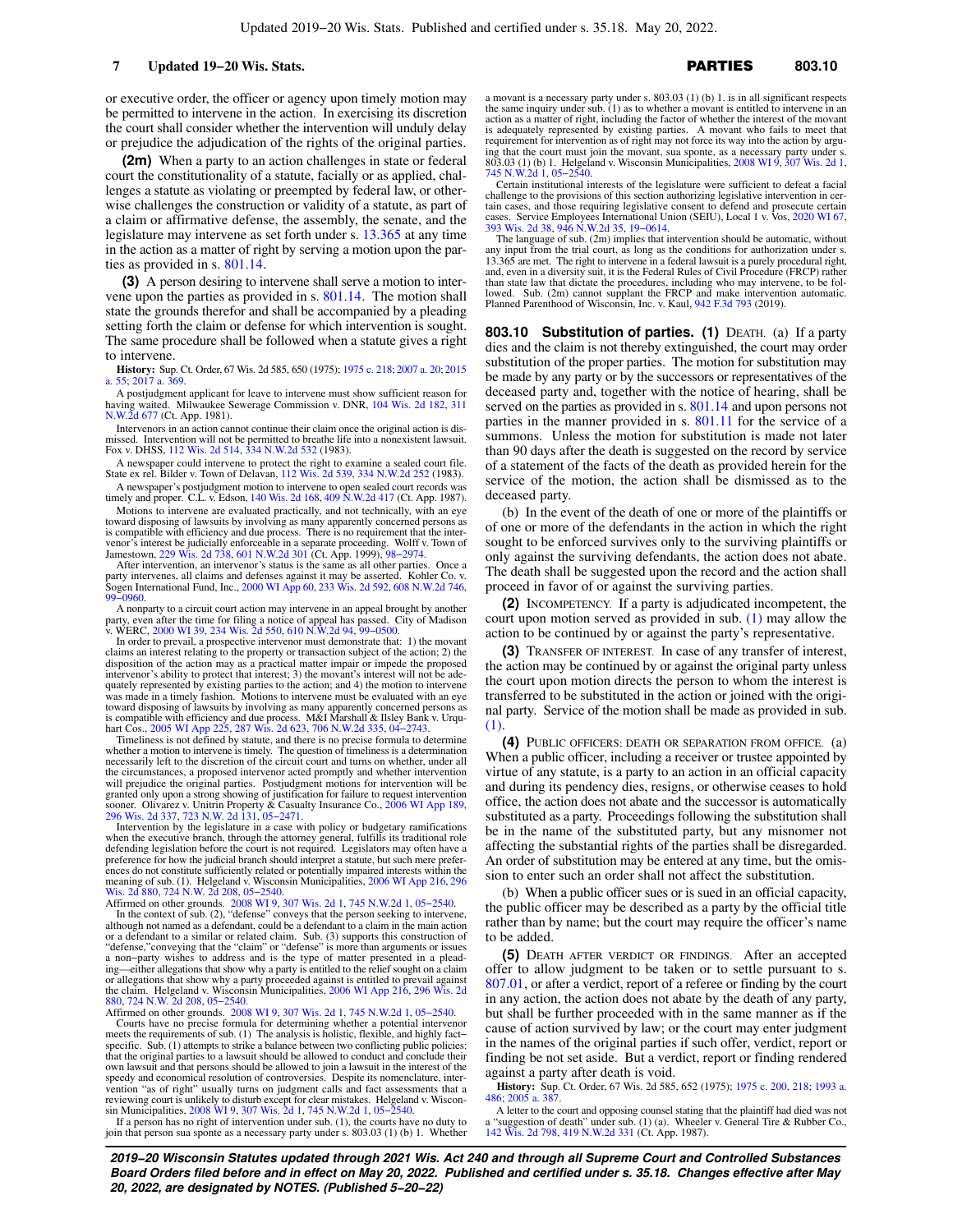or executive order, the officer or agency upon timely motion may be permitted to intervene in the action. In exercising its discretion the court shall consider whether the intervention will unduly delay or prejudice the adjudication of the rights of the original parties.

**(2m)** When a party to an action challenges in state or federal court the constitutionality of a statute, facially or as applied, challenges a statute as violating or preempted by federal law, or otherwise challenges the construction or validity of a statute, as part of a claim or affirmative defense, the assembly, the senate, and the legislature may intervene as set forth under s. 13.365 at any time in the action as a matter of right by serving a motion upon the parties as provided in s. 801.14.

**(3)** A person desiring to intervene shall serve a motion to intervene upon the parties as provided in s. 801.14. The motion shall state the grounds therefor and shall be accompanied by a pleading setting forth the claim or defense for which intervention is sought. The same procedure shall be followed when a statute gives a right to intervene.

**History:** Sup. Ct. Order, 67 Wis. 2d 585, 650 (1975); 1975 c. 218; 2007 a. 20; 2015 a. 55; 2017 a. 369.

A postjudgment applicant for leave to intervene must show sufficient reason for having waited. Milwaukee Sewerage Commission v. DNR, 104 Wis. 2d 182, 311 N.W.2d 677 (Ct. App. 1981).

Intervenors in an action cannot continue their claim once the original action is dismissed. Intervention will not be permitted to breathe life into a nonexistent lawsuit. Fox v. DHSS, 112 Wis. 2d 514, 334 N.W.2d 532 (1983).

A newspaper could intervene to protect the right to examine a sealed court file. State ex rel. Bilder v. Town of Delavan, 112 Wis. 2d 539, 334 N.W.2d 252 (1983).

A newspaper's postjudgment motion to intervene to open sealed court records was timely and proper. C.L. v. Edson, 140 Wis. 2d 168, 409 N.W.2d 417 (Ct. App. 1987).

Motions to intervene are evaluated practically, and not technically, with an eye toward disposing of lawsuits by involving as many apparently concerned persons as is compatible with efficiency and due process. There is no requirement that the intervenor's interest be judicially enforceable in a separate proceeding. Wolff v. Town of Jamestown, 229 Wis. 2d 738, 601 N.W.2d 301 (Ct. App. 1999), 98−2974.

After intervention, an intervenor's status is the same as all other parties. Once a party intervenes, all claims and defenses against it may be asserted. Kohler Co. v. Sogen International Fund, Inc., 2000 WI App 60, 233 Wis. 2d 592, 608 N.W.2d 746, 99−0960.

A nonparty to a circuit court action may intervene in an appeal brought by another party, even after the time for filing a notice of appeal has passed. City of Madison v. WERC, 2000 WI 39, 234 Wis. 2d 550, 610 N.W.2d 94, 99−0500.

In order to prevail, a prospective intervenor must demonstrate that: 1) the movant claims an interest relating to the property or transaction subject of the action; 2) the disposition of the action may as a practical matter impair or impede the proposed intervenor's ability to protect that interest; 3) the movant's interest will not be adequately represented by existing parties to the action; and 4) the motion to intervene was made in a timely fashion. Motions to intervene must be evaluated with an eye toward disposing of lawsuits by involving as many apparently concerned persons as is compatible with efficiency and due process. M&I Marshall & Ilsley Bank v. Urquhart Cos., 2005 WI App 225, 287 Wis. 2d 623, 706 N.W.2d 335, 04−2743.

Timeliness is not defined by statute, and there is no precise formula to determine whether a motion to intervene is timely. The question of timeliness is a determination necessarily left to the discretion of the circuit court and turns on whether, under all the circumstances, a proposed intervenor acted promptly and whether intervention will prejudice the original parties. Postjudgment motions for intervention will be granted only upon a strong showing of justification for failure to request intervention sooner. Olivarez v. Unitrin Property & Casualty Insurance Co., 2006 WI App 189, 296 Wis. 2d 337, 723 N.W. 2d 131, 05−2471.

Intervention by the legislature in a case with policy or budgetary ramifications when the executive branch, through the attorney general, fulfills its traditional role defending legislation before the court is not required. Legislators may often have a preference for how the judicial branch should interpret a statute, but such mere preferences do not constitute sufficiently related or potentially impaired interests within the meaning of sub. (1). Helgeland v. Wisconsin Municipalities, 2006 WI App 216, 296 Wis. 2d 880, 724 N.W. 2d 208, 05−2540.

Affirmed on other grounds. 2008 WI 9, 307 Wis. 2d 1, 745 N.W.2d 1, 05−2540.

In the context of sub. (2), "defense" conveys that the person seeking to intervene, although not named as a defendant, could be a defendant to a claim in the main action or a defendant to a similar or related claim. Sub. (3) supports this construction of "defense,"conveying that the "claim" or "defense" is more than arguments or issues a non−party wishes to address and is the type of matter presented in a pleading—either allegations that show why a party is entitled to the relief sought on a claim or allegations that show why a party proceeded against is entitled to prevail against the claim. Helgeland v. Wisconsin Municipalities, 2006 WI App 216, 296 Wis. 2d 880, 724 N.W. 2d 208, 05−2540.

Affirmed on other grounds. 2008 WI 9, 307 Wis. 2d 1, 745 N.W.2d 1, 05−2540.

Courts have no precise formula for determining whether a potential intervenor meets the requirements of sub. (1) The analysis is holistic, flexible, and highly fact−specific. Sub. (1) attempts to strike a balance between two conflicting public policies: that the original parties to a lawsuit should be allowed to conduct and conclude their own lawsuit and that persons should be allowed to join a lawsuit in the interest of the speedy and economical resolution of controversies. Despite its nomenclature, intervention "as of right" usually turns on judgment calls and fact assessments that a reviewing court is unlikely to disturb except for clear mistakes. Helgeland v. Wisconsin Municipalities, 2008 WI 9, 307 Wis. 2d 1, 745 N.W.2d 1, 05−2540.

If a person has no right of intervention under sub. (1), the courts have no duty to join that person sua sponte as a necessary party under s. 803.03 (1) (b) 1. Whether a movant is a necessary party under s. 803.03 (1) (b) 1. is in all significant respects the same inquiry under sub. (1) as to whether a movant is entitled to intervene in an action as a matter of right, including the factor of whether the interest of the movant is adequately represented by existing parties. A movant who fails to meet that requirement for intervention as of right may not force its way into the action by arguing that the court must join the movant, sua sponte, as a necessary party under s. 803.03 (1) (b) 1. Helgeland v. Wisconsin Municipalities, 2008 WI 9, 307 Wis. 2d 1, 745 N.W.2d 1, 05−2540.

Certain institutional interests of the legislature were sufficient to defeat a facial challenge to the provisions of this section authorizing legislative intervention in certain cases, and those requiring legislative consent to defend and prosecute certain cases. Service Employees International Union (SEIU), Local 1 v. Vos, 2020 WI 67, 393 Wis. 2d 38, 946 N.W.2d 35, 19−0614.

The language of sub. (2m) implies that intervention should be automatic, without any input from the trial court, as long as the conditions for authorization under s. 13.365 are met. The right to intervene in a federal lawsuit is a purely procedural right, and, even in a diversity suit, it is the Federal Rules of Civil Procedure (FRCP) rather than state law that dictate the procedures, including who may intervene, to be followed. Sub. (2m) cannot supplant the FRCP and make intervention automatic. Planned Parenthood of Wisconsin, Inc. v. Kaul, 942 F.3d 793 (2019).

## 803.10 Substitution of parties.

**(1)** DEATH. (a) If a party dies and the claim is not thereby extinguished, the court may order substitution of the proper parties. The motion for substitution may be made by any party or by the successors or representatives of the deceased party and, together with the notice of hearing, shall be served on the parties as provided in s. 801.14 and upon persons not parties in the manner provided in s. 801.11 for the service of a summons. Unless the motion for substitution is made not later than 90 days after the death is suggested on the record by service of a statement of the facts of the death as provided herein for the service of the motion, the action shall be dismissed as to the deceased party.

(b) In the event of the death of one or more of the plaintiffs or of one or more of the defendants in the action in which the right sought to be enforced survives only to the surviving plaintiffs or only against the surviving defendants, the action does not abate. The death shall be suggested upon the record and the action shall proceed in favor of or against the surviving parties.

**(2)** INCOMPETENCY. If a party is adjudicated incompetent, the court upon motion served as provided in sub. (1) may allow the action to be continued by or against the party's representative.

**(3)** TRANSFER OF INTEREST. In case of any transfer of interest, the action may be continued by or against the original party unless the court upon motion directs the person to whom the interest is transferred to be substituted in the action or joined with the original party. Service of the motion shall be made as provided in sub. (1).

**(4)** PUBLIC OFFICERS; DEATH OR SEPARATION FROM OFFICE. (a) When a public officer, including a receiver or trustee appointed by virtue of any statute, is a party to an action in an official capacity and during its pendency dies, resigns, or otherwise ceases to hold office, the action does not abate and the successor is automatically substituted as a party. Proceedings following the substitution shall be in the name of the substituted party, but any misnomer not affecting the substantial rights of the parties shall be disregarded. An order of substitution may be entered at any time, but the omission to enter such an order shall not affect the substitution.

(b) When a public officer sues or is sued in an official capacity, the public officer may be described as a party by the official title rather than by name; but the court may require the officer's name to be added.

**(5)** DEATH AFTER VERDICT OR FINDINGS. After an accepted offer to allow judgment to be taken or to settle pursuant to s. 807.01, or after a verdict, report of a referee or finding by the court in any action, the action does not abate by the death of any party, but shall be further proceeded with in the same manner as if the cause of action survived by law; or the court may enter judgment in the names of the original parties if such offer, verdict, report or finding be not set aside. But a verdict, report or finding rendered against a party after death is void.

**History:** Sup. Ct. Order, 67 Wis. 2d 585, 652 (1975); 1975 c. 200, 218; 1993 a. 486; 2005 a. 387.

A letter to the court and opposing counsel stating that the plaintiff had died was not a "suggestion of death" under sub. (1) (a). Wheeler v. General Tire & Rubber Co., 142 Wis. 2d 798, 419 N.W.2d 331 (Ct. App. 1987).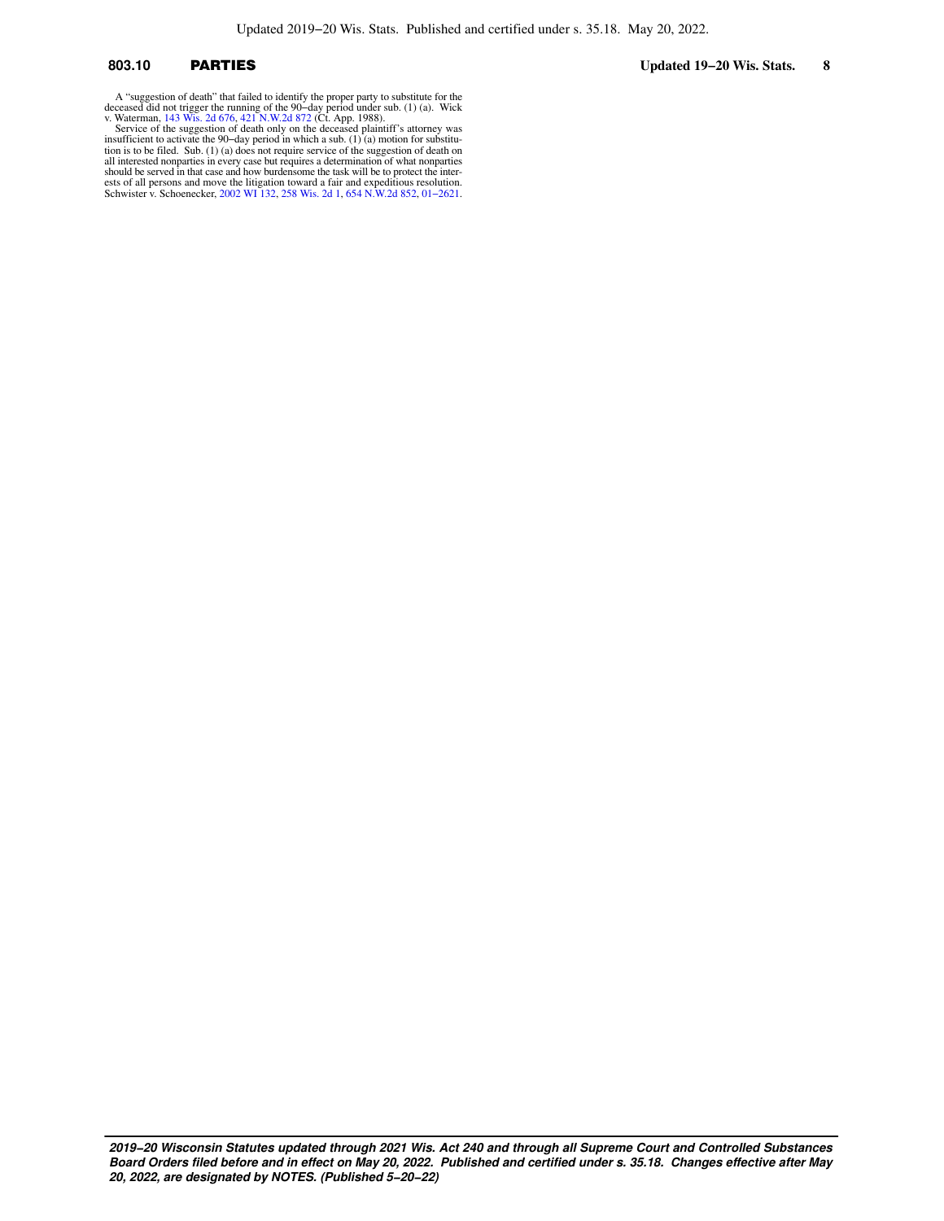A "suggestion of death" that failed to identify the proper party to substitute for the deceased did not trigger the running of the 90–day period under sub. (1) (a). Wick v. Waterman, 143 Wis. 2d 676, 421 N.W.2d 872 (Ct. App. 1988).

Service of the suggestion of death only on the deceased plaintiff's attorney was insufficient to activate the 90–day period in which a sub. (1) (a) motion for substitution is to be filed. Sub. (1) (a) does not require service of the suggestion of death on all interested nonparties in every case but requires a determination of what nonparties should be served in that case and how burdensome the task will be to protect the interests of all persons and move the litigation toward a fair and expeditious resolution. Schwister v. Schoenecker, 2002 WI 132, 258 Wis. 2d 1, 654 N.W.2d 852, 01–2621.